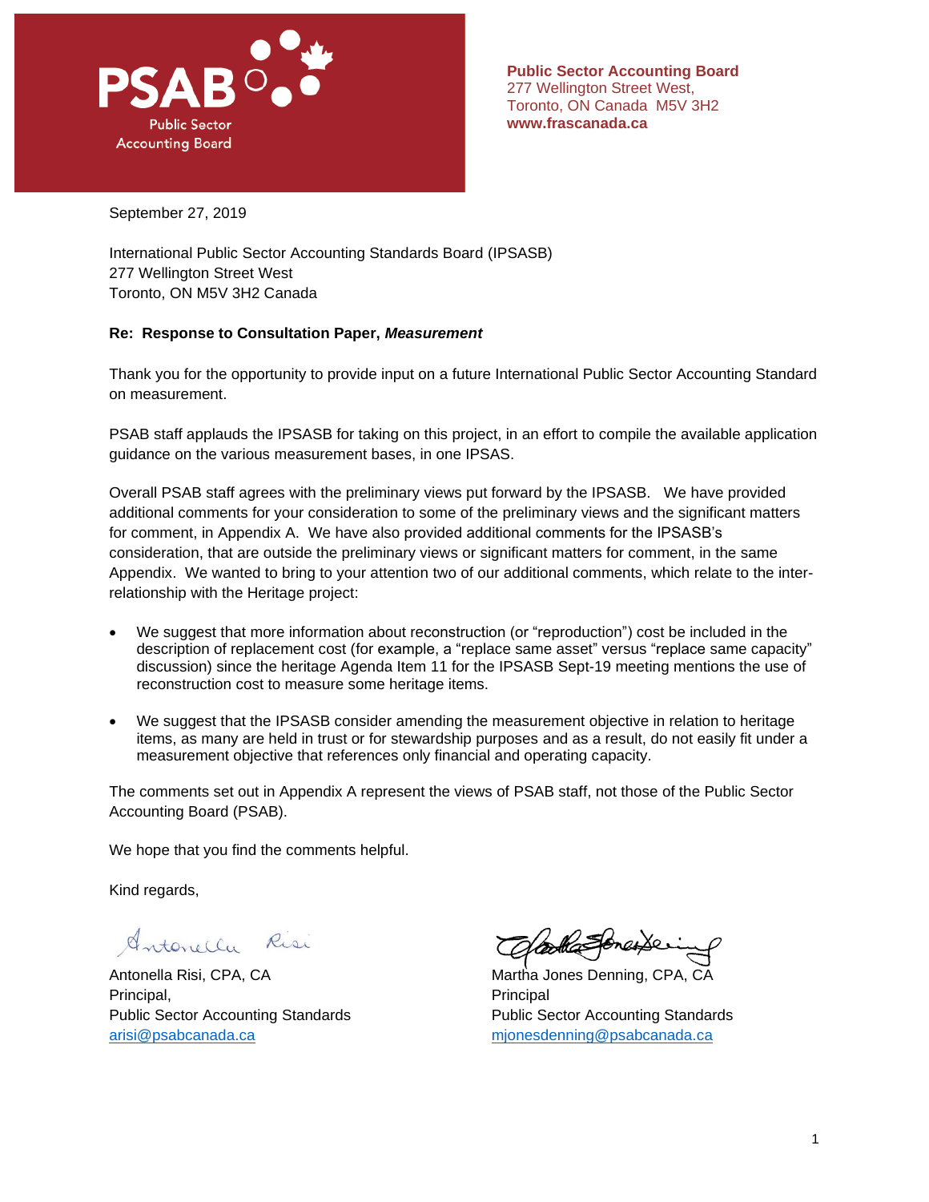**PSAB** Public Sector Accounting Board

**Public Sector Accounting Board**
277 Wellington Street West,
Toronto, ON Canada M5V 3H2
**www.frascanada.ca**

September 27, 2019

International Public Sector Accounting Standards Board (IPSASB)
277 Wellington Street West
Toronto, ON M5V 3H2 Canada

**Re: Response to Consultation Paper, *Measurement***

Thank you for the opportunity to provide input on a future International Public Sector Accounting Standard on measurement.

PSAB staff applauds the IPSASB for taking on this project, in an effort to compile the available application guidance on the various measurement bases, in one IPSAS.

Overall PSAB staff agrees with the preliminary views put forward by the IPSASB. We have provided additional comments for your consideration to some of the preliminary views and the significant matters for comment, in Appendix A. We have also provided additional comments for the IPSASB's consideration, that are outside the preliminary views or significant matters for comment, in the same Appendix. We wanted to bring to your attention two of our additional comments, which relate to the inter-relationship with the Heritage project:

- We suggest that more information about reconstruction (or "reproduction") cost be included in the description of replacement cost (for example, a "replace same asset" versus "replace same capacity" discussion) since the heritage Agenda Item 11 for the IPSASB Sept-19 meeting mentions the use of reconstruction cost to measure some heritage items.
- We suggest that the IPSASB consider amending the measurement objective in relation to heritage items, as many are held in trust or for stewardship purposes and as a result, do not easily fit under a measurement objective that references only financial and operating capacity.

The comments set out in Appendix A represent the views of PSAB staff, not those of the Public Sector Accounting Board (PSAB).

We hope that you find the comments helpful.

Kind regards,

Antonella Risi, CPA, CA
Principal,
Public Sector Accounting Standards
arisi@psabcanada.ca

Martha Jones Denning, CPA, CA
Principal
Public Sector Accounting Standards
mjonesdenning@psabcanada.ca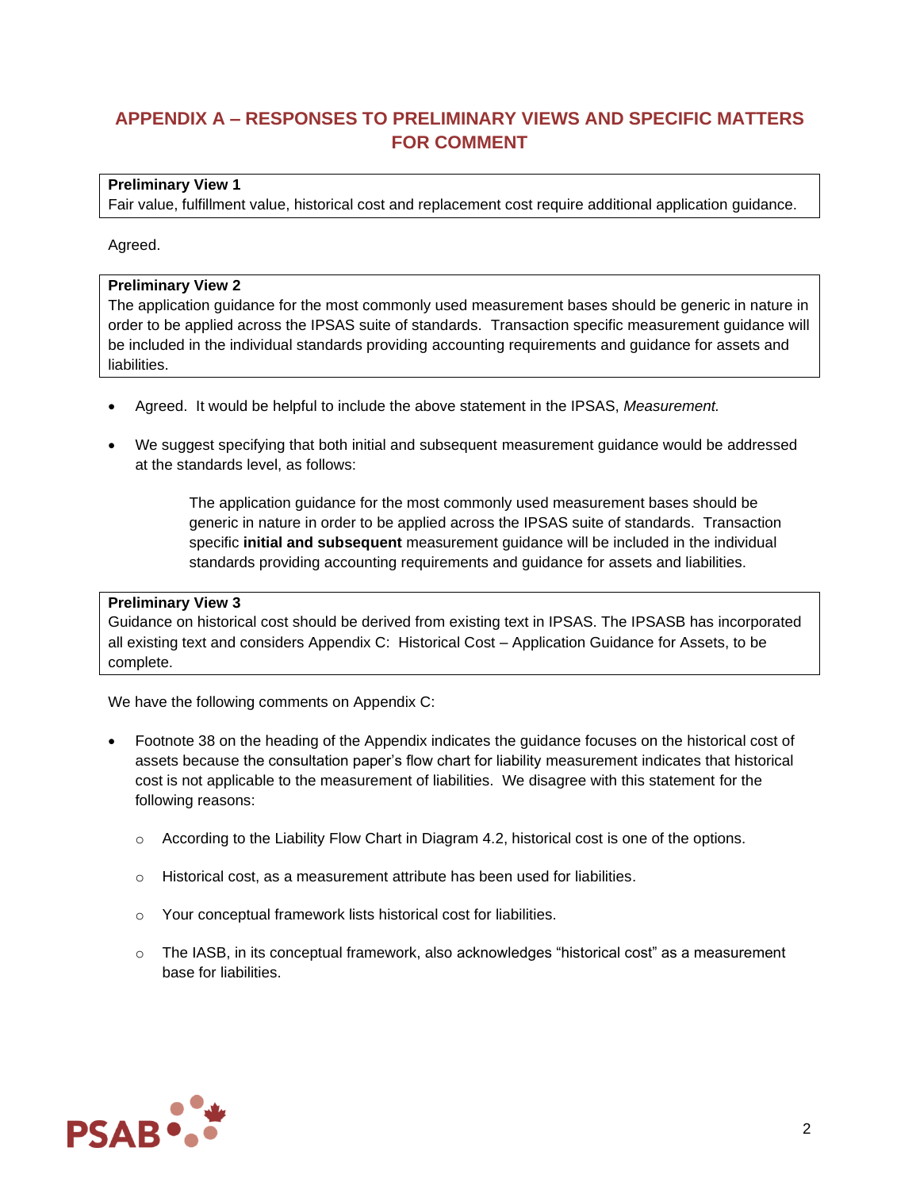## APPENDIX A – RESPONSES TO PRELIMINARY VIEWS AND SPECIFIC MATTERS FOR COMMENT

**Preliminary View 1**
Fair value, fulfillment value, historical cost and replacement cost require additional application guidance.

Agreed.

**Preliminary View 2**
The application guidance for the most commonly used measurement bases should be generic in nature in order to be applied across the IPSAS suite of standards. Transaction specific measurement guidance will be included in the individual standards providing accounting requirements and guidance for assets and liabilities.

- Agreed. It would be helpful to include the above statement in the IPSAS, *Measurement.*
- We suggest specifying that both initial and subsequent measurement guidance would be addressed at the standards level, as follows:

> The application guidance for the most commonly used measurement bases should be generic in nature in order to be applied across the IPSAS suite of standards. Transaction specific **initial and subsequent** measurement guidance will be included in the individual standards providing accounting requirements and guidance for assets and liabilities.

**Preliminary View 3**
Guidance on historical cost should be derived from existing text in IPSAS. The IPSASB has incorporated all existing text and considers Appendix C: Historical Cost – Application Guidance for Assets, to be complete.

We have the following comments on Appendix C:

- Footnote 38 on the heading of the Appendix indicates the guidance focuses on the historical cost of assets because the consultation paper's flow chart for liability measurement indicates that historical cost is not applicable to the measurement of liabilities. We disagree with this statement for the following reasons:
  - According to the Liability Flow Chart in Diagram 4.2, historical cost is one of the options.
  - Historical cost, as a measurement attribute has been used for liabilities.
  - Your conceptual framework lists historical cost for liabilities.
  - The IASB, in its conceptual framework, also acknowledges "historical cost" as a measurement base for liabilities.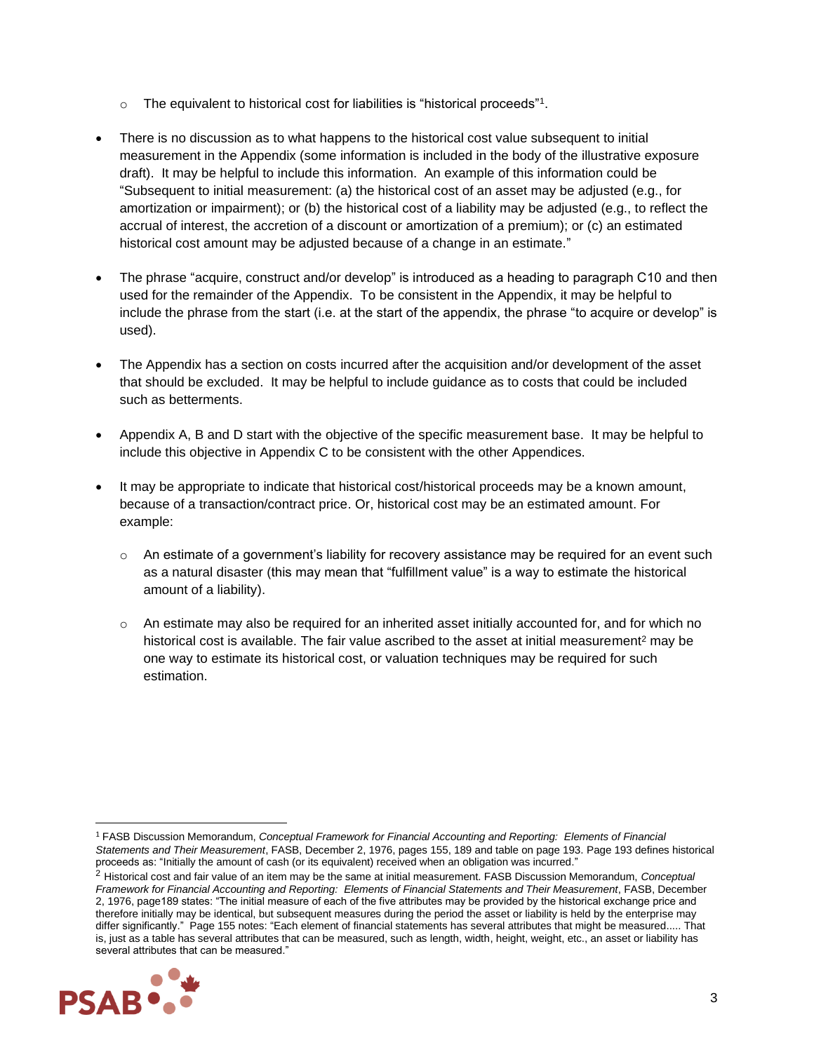- The equivalent to historical cost for liabilities is "historical proceeds"[1].

- There is no discussion as to what happens to the historical cost value subsequent to initial measurement in the Appendix (some information is included in the body of the illustrative exposure draft). It may be helpful to include this information. An example of this information could be "Subsequent to initial measurement: (a) the historical cost of an asset may be adjusted (e.g., for amortization or impairment); or (b) the historical cost of a liability may be adjusted (e.g., to reflect the accrual of interest, the accretion of a discount or amortization of a premium); or (c) an estimated historical cost amount may be adjusted because of a change in an estimate."

- The phrase "acquire, construct and/or develop" is introduced as a heading to paragraph C10 and then used for the remainder of the Appendix. To be consistent in the Appendix, it may be helpful to include the phrase from the start (i.e. at the start of the appendix, the phrase "to acquire or develop" is used).

- The Appendix has a section on costs incurred after the acquisition and/or development of the asset that should be excluded. It may be helpful to include guidance as to costs that could be included such as betterments.

- Appendix A, B and D start with the objective of the specific measurement base. It may be helpful to include this objective in Appendix C to be consistent with the other Appendices.

- It may be appropriate to indicate that historical cost/historical proceeds may be a known amount, because of a transaction/contract price. Or, historical cost may be an estimated amount. For example:

  - An estimate of a government's liability for recovery assistance may be required for an event such as a natural disaster (this may mean that "fulfillment value" is a way to estimate the historical amount of a liability).

  - An estimate may also be required for an inherited asset initially accounted for, and for which no historical cost is available. The fair value ascribed to the asset at initial measurement[2] may be one way to estimate its historical cost, or valuation techniques may be required for such estimation.

---

[1] FASB Discussion Memorandum, *Conceptual Framework for Financial Accounting and Reporting: Elements of Financial Statements and Their Measurement*, FASB, December 2, 1976, pages 155, 189 and table on page 193. Page 193 defines historical proceeds as: "Initially the amount of cash (or its equivalent) received when an obligation was incurred."

[2] Historical cost and fair value of an item may be the same at initial measurement. FASB Discussion Memorandum, *Conceptual Framework for Financial Accounting and Reporting: Elements of Financial Statements and Their Measurement*, FASB, December 2, 1976, page189 states: "The initial measure of each of the five attributes may be provided by the historical exchange price and therefore initially may be identical, but subsequent measures during the period the asset or liability is held by the enterprise may differ significantly." Page 155 notes: "Each element of financial statements has several attributes that might be measured..... That is, just as a table has several attributes that can be measured, such as length, width, height, weight, etc., an asset or liability has several attributes that can be measured."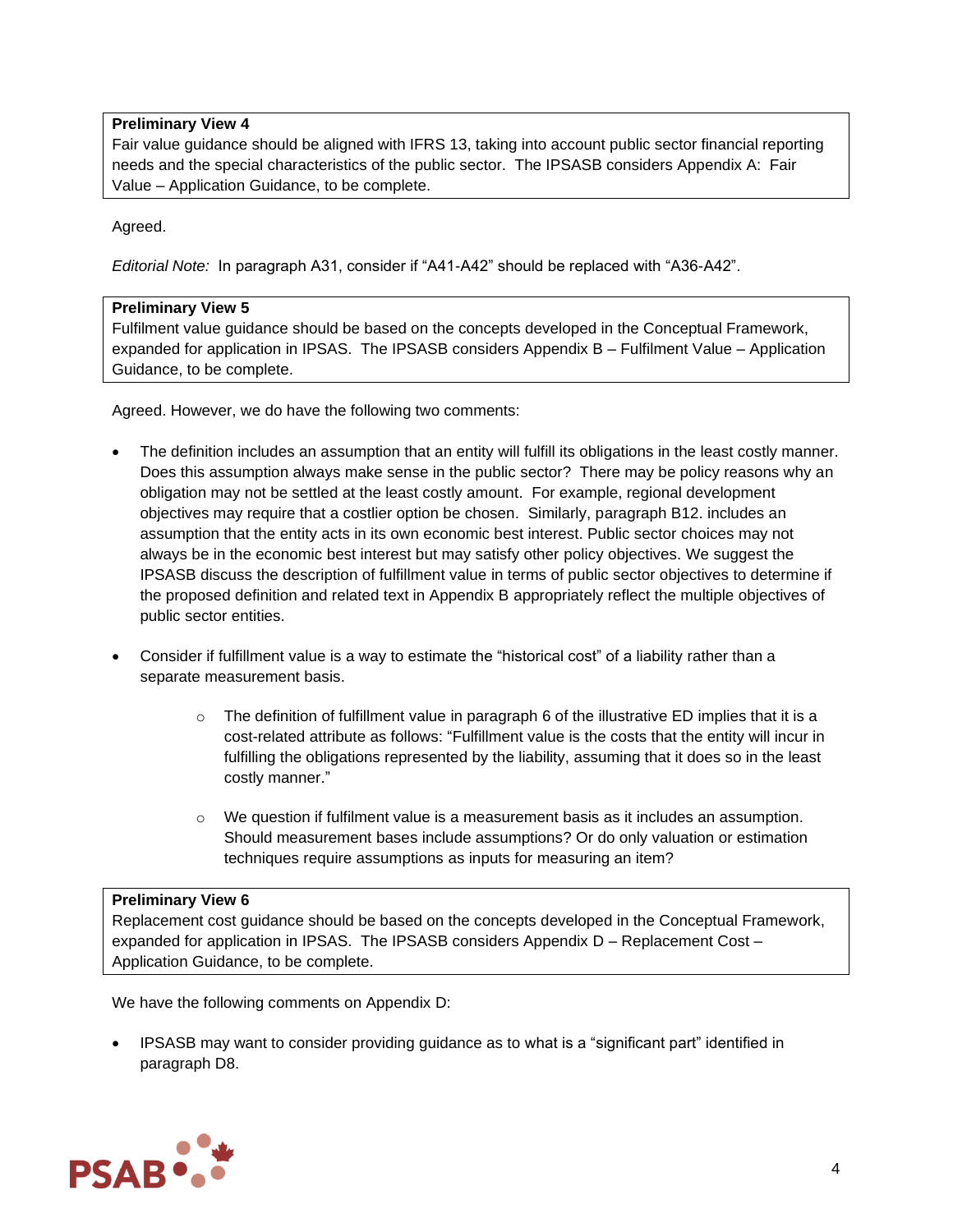**Preliminary View 4**
Fair value guidance should be aligned with IFRS 13, taking into account public sector financial reporting needs and the special characteristics of the public sector. The IPSASB considers Appendix A: Fair Value – Application Guidance, to be complete.

Agreed.

*Editorial Note:* In paragraph A31, consider if "A41-A42" should be replaced with "A36-A42".

**Preliminary View 5**
Fulfilment value guidance should be based on the concepts developed in the Conceptual Framework, expanded for application in IPSAS. The IPSASB considers Appendix B – Fulfilment Value – Application Guidance, to be complete.

Agreed. However, we do have the following two comments:

- The definition includes an assumption that an entity will fulfill its obligations in the least costly manner. Does this assumption always make sense in the public sector? There may be policy reasons why an obligation may not be settled at the least costly amount. For example, regional development objectives may require that a costlier option be chosen. Similarly, paragraph B12. includes an assumption that the entity acts in its own economic best interest. Public sector choices may not always be in the economic best interest but may satisfy other policy objectives. We suggest the IPSASB discuss the description of fulfillment value in terms of public sector objectives to determine if the proposed definition and related text in Appendix B appropriately reflect the multiple objectives of public sector entities.

- Consider if fulfillment value is a way to estimate the "historical cost" of a liability rather than a separate measurement basis.
    - The definition of fulfillment value in paragraph 6 of the illustrative ED implies that it is a cost-related attribute as follows: "Fulfillment value is the costs that the entity will incur in fulfilling the obligations represented by the liability, assuming that it does so in the least costly manner."
    - We question if fulfilment value is a measurement basis as it includes an assumption. Should measurement bases include assumptions? Or do only valuation or estimation techniques require assumptions as inputs for measuring an item?

**Preliminary View 6**
Replacement cost guidance should be based on the concepts developed in the Conceptual Framework, expanded for application in IPSAS. The IPSASB considers Appendix D – Replacement Cost – Application Guidance, to be complete.

We have the following comments on Appendix D:

- IPSASB may want to consider providing guidance as to what is a "significant part" identified in paragraph D8.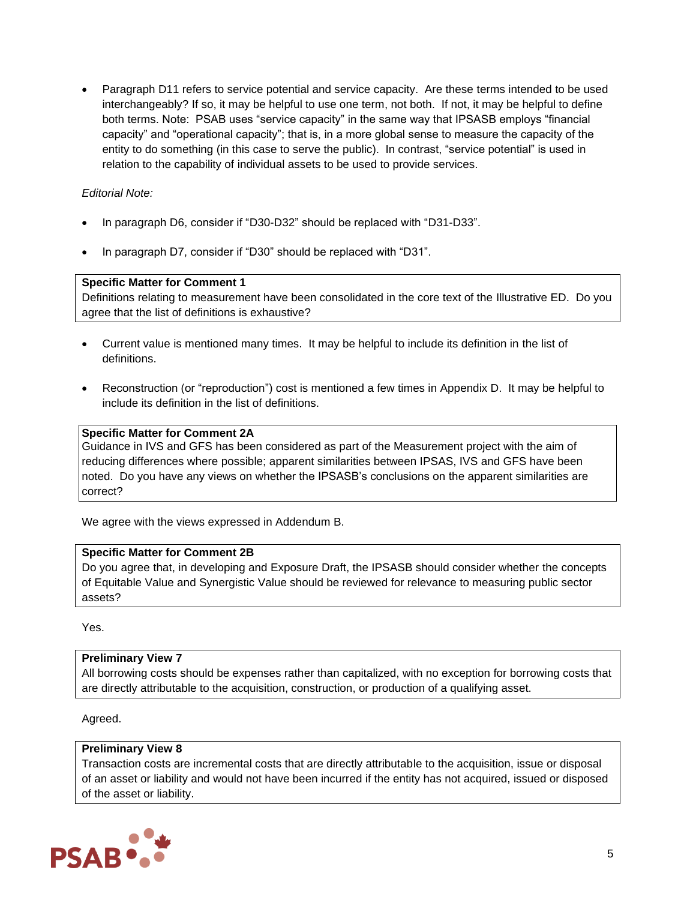- Paragraph D11 refers to service potential and service capacity. Are these terms intended to be used interchangeably? If so, it may be helpful to use one term, not both. If not, it may be helpful to define both terms. Note: PSAB uses "service capacity" in the same way that IPSASB employs "financial capacity" and "operational capacity"; that is, in a more global sense to measure the capacity of the entity to do something (in this case to serve the public). In contrast, "service potential" is used in relation to the capability of individual assets to be used to provide services.

*Editorial Note:*

- In paragraph D6, consider if "D30-D32" should be replaced with "D31-D33".
- In paragraph D7, consider if "D30" should be replaced with "D31".

**Specific Matter for Comment 1**
Definitions relating to measurement have been consolidated in the core text of the Illustrative ED. Do you agree that the list of definitions is exhaustive?

- Current value is mentioned many times. It may be helpful to include its definition in the list of definitions.
- Reconstruction (or "reproduction") cost is mentioned a few times in Appendix D. It may be helpful to include its definition in the list of definitions.

**Specific Matter for Comment 2A**
Guidance in IVS and GFS has been considered as part of the Measurement project with the aim of reducing differences where possible; apparent similarities between IPSAS, IVS and GFS have been noted. Do you have any views on whether the IPSASB's conclusions on the apparent similarities are correct?

We agree with the views expressed in Addendum B.

**Specific Matter for Comment 2B**
Do you agree that, in developing and Exposure Draft, the IPSASB should consider whether the concepts of Equitable Value and Synergistic Value should be reviewed for relevance to measuring public sector assets?

Yes.

**Preliminary View 7**
All borrowing costs should be expenses rather than capitalized, with no exception for borrowing costs that are directly attributable to the acquisition, construction, or production of a qualifying asset.

Agreed.

**Preliminary View 8**
Transaction costs are incremental costs that are directly attributable to the acquisition, issue or disposal of an asset or liability and would not have been incurred if the entity has not acquired, issued or disposed of the asset or liability.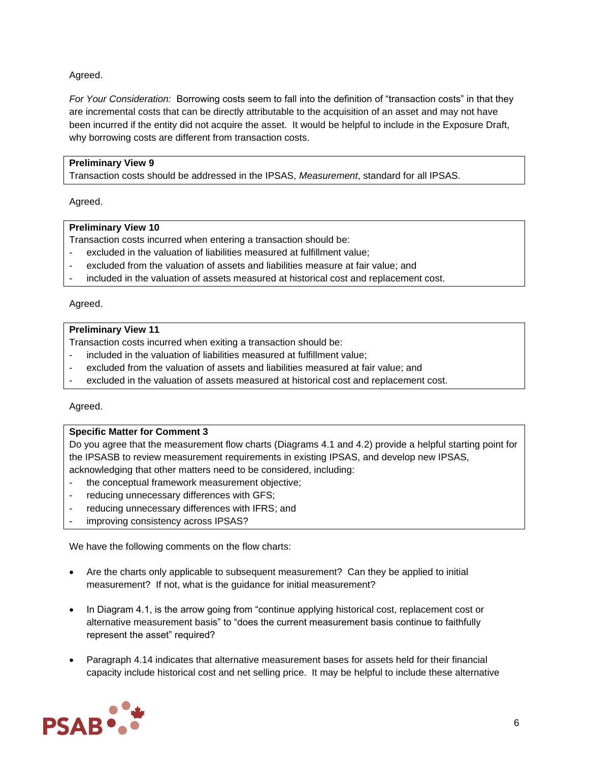Agreed.

*For Your Consideration:* Borrowing costs seem to fall into the definition of "transaction costs" in that they are incremental costs that can be directly attributable to the acquisition of an asset and may not have been incurred if the entity did not acquire the asset. It would be helpful to include in the Exposure Draft, why borrowing costs are different from transaction costs.

> **Preliminary View 9**
> Transaction costs should be addressed in the IPSAS, *Measurement*, standard for all IPSAS.

Agreed.

> **Preliminary View 10**
> Transaction costs incurred when entering a transaction should be:
> - excluded in the valuation of liabilities measured at fulfillment value;
> - excluded from the valuation of assets and liabilities measure at fair value; and
> - included in the valuation of assets measured at historical cost and replacement cost.

Agreed.

> **Preliminary View 11**
> Transaction costs incurred when exiting a transaction should be:
> - included in the valuation of liabilities measured at fulfillment value;
> - excluded from the valuation of assets and liabilities measured at fair value; and
> - excluded in the valuation of assets measured at historical cost and replacement cost.

Agreed.

> **Specific Matter for Comment 3**
> Do you agree that the measurement flow charts (Diagrams 4.1 and 4.2) provide a helpful starting point for the IPSASB to review measurement requirements in existing IPSAS, and develop new IPSAS, acknowledging that other matters need to be considered, including:
> - the conceptual framework measurement objective;
> - reducing unnecessary differences with GFS;
> - reducing unnecessary differences with IFRS; and
> - improving consistency across IPSAS?

We have the following comments on the flow charts:

- Are the charts only applicable to subsequent measurement? Can they be applied to initial measurement? If not, what is the guidance for initial measurement?
- In Diagram 4.1, is the arrow going from "continue applying historical cost, replacement cost or alternative measurement basis" to "does the current measurement basis continue to faithfully represent the asset" required?
- Paragraph 4.14 indicates that alternative measurement bases for assets held for their financial capacity include historical cost and net selling price. It may be helpful to include these alternative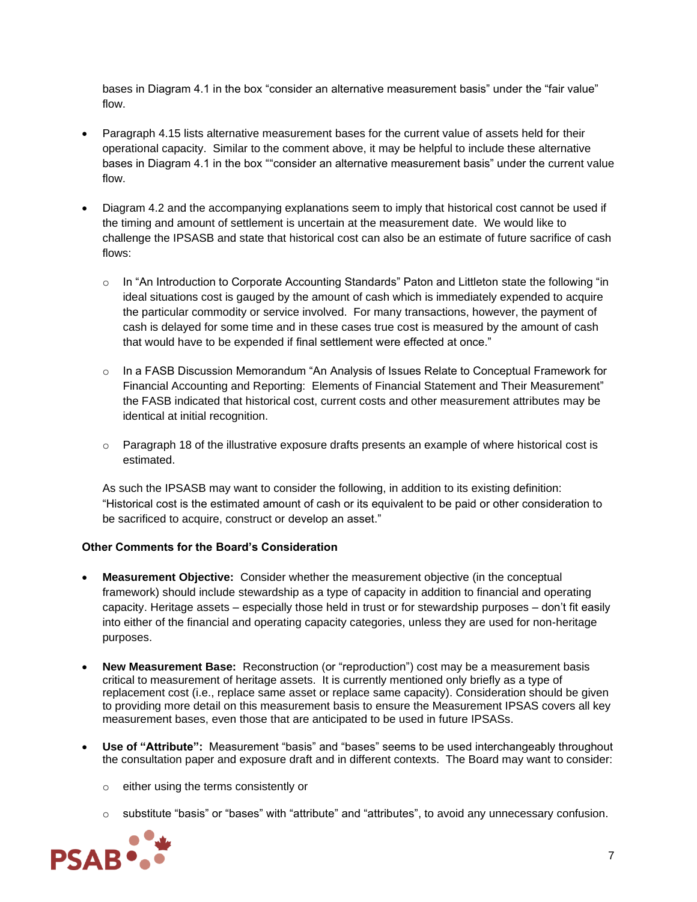bases in Diagram 4.1 in the box "consider an alternative measurement basis" under the "fair value" flow.

- Paragraph 4.15 lists alternative measurement bases for the current value of assets held for their operational capacity. Similar to the comment above, it may be helpful to include these alternative bases in Diagram 4.1 in the box ""consider an alternative measurement basis" under the current value flow.

- Diagram 4.2 and the accompanying explanations seem to imply that historical cost cannot be used if the timing and amount of settlement is uncertain at the measurement date. We would like to challenge the IPSASB and state that historical cost can also be an estimate of future sacrifice of cash flows:

  - In "An Introduction to Corporate Accounting Standards" Paton and Littleton state the following "in ideal situations cost is gauged by the amount of cash which is immediately expended to acquire the particular commodity or service involved. For many transactions, however, the payment of cash is delayed for some time and in these cases true cost is measured by the amount of cash that would have to be expended if final settlement were effected at once."

  - In a FASB Discussion Memorandum "An Analysis of Issues Relate to Conceptual Framework for Financial Accounting and Reporting: Elements of Financial Statement and Their Measurement" the FASB indicated that historical cost, current costs and other measurement attributes may be identical at initial recognition.

  - Paragraph 18 of the illustrative exposure drafts presents an example of where historical cost is estimated.

  As such the IPSASB may want to consider the following, in addition to its existing definition: "Historical cost is the estimated amount of cash or its equivalent to be paid or other consideration to be sacrificed to acquire, construct or develop an asset."

**Other Comments for the Board's Consideration**

- **Measurement Objective:** Consider whether the measurement objective (in the conceptual framework) should include stewardship as a type of capacity in addition to financial and operating capacity. Heritage assets – especially those held in trust or for stewardship purposes – don't fit easily into either of the financial and operating capacity categories, unless they are used for non-heritage purposes.

- **New Measurement Base:** Reconstruction (or "reproduction") cost may be a measurement basis critical to measurement of heritage assets. It is currently mentioned only briefly as a type of replacement cost (i.e., replace same asset or replace same capacity). Consideration should be given to providing more detail on this measurement basis to ensure the Measurement IPSAS covers all key measurement bases, even those that are anticipated to be used in future IPSASs.

- **Use of "Attribute":** Measurement "basis" and "bases" seems to be used interchangeably throughout the consultation paper and exposure draft and in different contexts. The Board may want to consider:

  - either using the terms consistently or

  - substitute "basis" or "bases" with "attribute" and "attributes", to avoid any unnecessary confusion.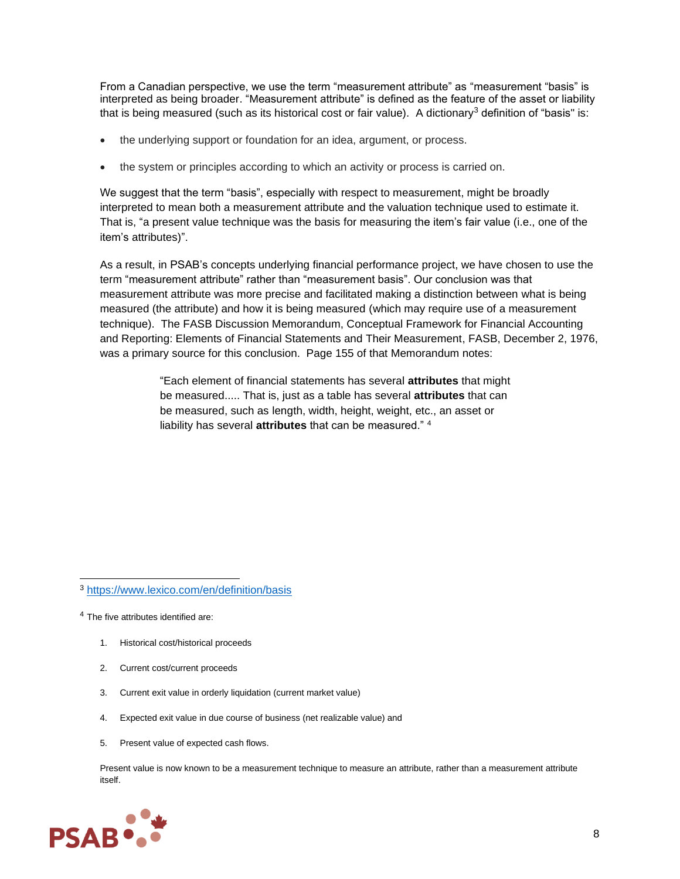From a Canadian perspective, we use the term "measurement attribute" as "measurement "basis" is interpreted as being broader. "Measurement attribute" is defined as the feature of the asset or liability that is being measured (such as its historical cost or fair value). A dictionary[3] definition of "basis" is:

- the underlying support or foundation for an idea, argument, or process.
- the system or principles according to which an activity or process is carried on.

We suggest that the term "basis", especially with respect to measurement, might be broadly interpreted to mean both a measurement attribute and the valuation technique used to estimate it. That is, "a present value technique was the basis for measuring the item's fair value (i.e., one of the item's attributes)".

As a result, in PSAB's concepts underlying financial performance project, we have chosen to use the term "measurement attribute" rather than "measurement basis". Our conclusion was that measurement attribute was more precise and facilitated making a distinction between what is being measured (the attribute) and how it is being measured (which may require use of a measurement technique). The FASB Discussion Memorandum, Conceptual Framework for Financial Accounting and Reporting: Elements of Financial Statements and Their Measurement, FASB, December 2, 1976, was a primary source for this conclusion. Page 155 of that Memorandum notes:

> "Each element of financial statements has several **attributes** that might be measured..... That is, just as a table has several **attributes** that can be measured, such as length, width, height, weight, etc., an asset or liability has several **attributes** that can be measured." [4]

---

[3] https://www.lexico.com/en/definition/basis

[4] The five attributes identified are:

1. Historical cost/historical proceeds
2. Current cost/current proceeds
3. Current exit value in orderly liquidation (current market value)
4. Expected exit value in due course of business (net realizable value) and
5. Present value of expected cash flows.

Present value is now known to be a measurement technique to measure an attribute, rather than a measurement attribute itself.